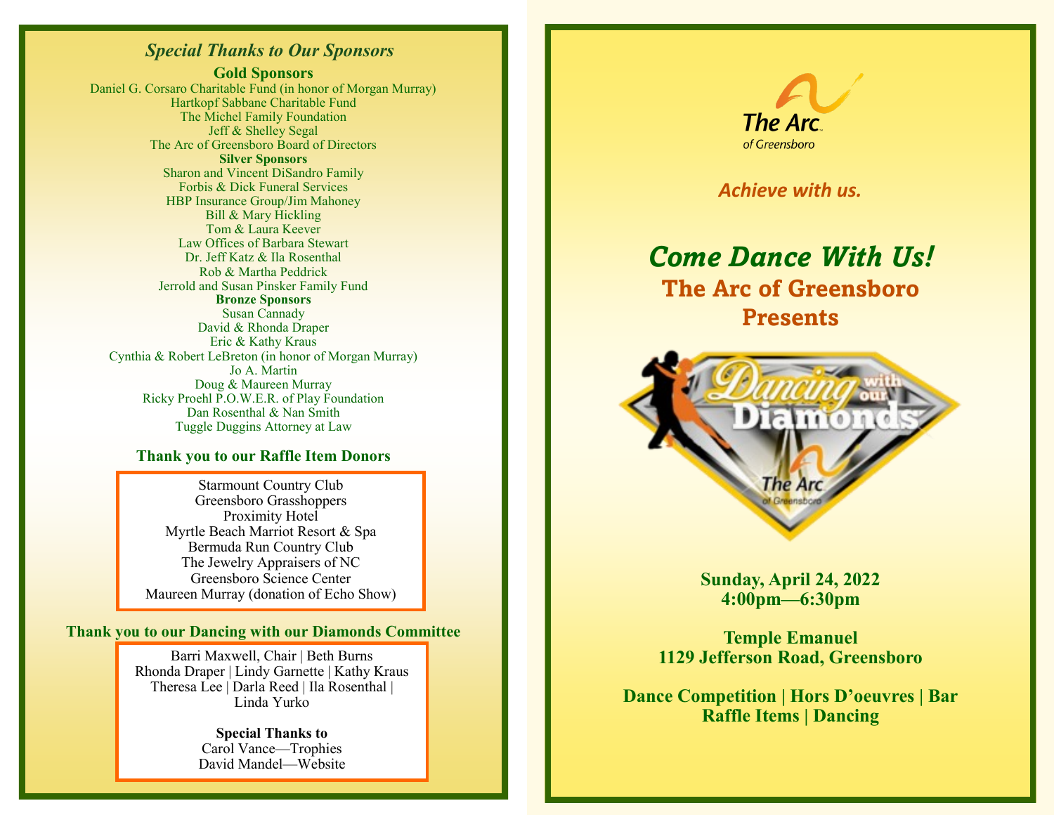## *Special Thanks to Our Sponsors*

**Gold Sponsors**

Daniel G. Corsaro Charitable Fund (in honor of Morgan Murray)
Hartkopf Sabbane Charitable Fund
The Michel Family Foundation
Jeff & Shelley Segal
The Arc of Greensboro Board of Directors

**Silver Sponsors**

Sharon and Vincent DiSandro Family
Forbis & Dick Funeral Services
HBP Insurance Group/Jim Mahoney
Bill & Mary Hickling
Tom & Laura Keever
Law Offices of Barbara Stewart
Dr. Jeff Katz & Ila Rosenthal
Rob & Martha Peddrick
Jerrold and Susan Pinsker Family Fund

**Bronze Sponsors**

Susan Cannady
David & Rhonda Draper
Eric & Kathy Kraus
Cynthia & Robert LeBreton (in honor of Morgan Murray)
Jo A. Martin
Doug & Maureen Murray
Ricky Proehl P.O.W.E.R. of Play Foundation
Dan Rosenthal & Nan Smith
Tuggle Duggins Attorney at Law

### Thank you to our Raffle Item Donors

Starmount Country Club
Greensboro Grasshoppers
Proximity Hotel
Myrtle Beach Marriot Resort & Spa
Bermuda Run Country Club
The Jewelry Appraisers of NC
Greensboro Science Center
Maureen Murray (donation of Echo Show)

### Thank you to our Dancing with our Diamonds Committee

Barri Maxwell, Chair | Beth Burns
Rhonda Draper | Lindy Garnette | Kathy Kraus
Theresa Lee | Darla Reed | Ila Rosenthal |
Linda Yurko

**Special Thanks to**

Carol Vance—Trophies
David Mandel—Website

---

The Arc of Greensboro

*Achieve with us.*

# *Come Dance With Us!*

## The Arc of Greensboro Presents

Dancing with our Diamonds

**Sunday, April 24, 2022**
**4:00pm—6:30pm**

**Temple Emanuel**
**1129 Jefferson Road, Greensboro**

**Dance Competition | Hors D'oeuvres | Bar**
**Raffle Items | Dancing**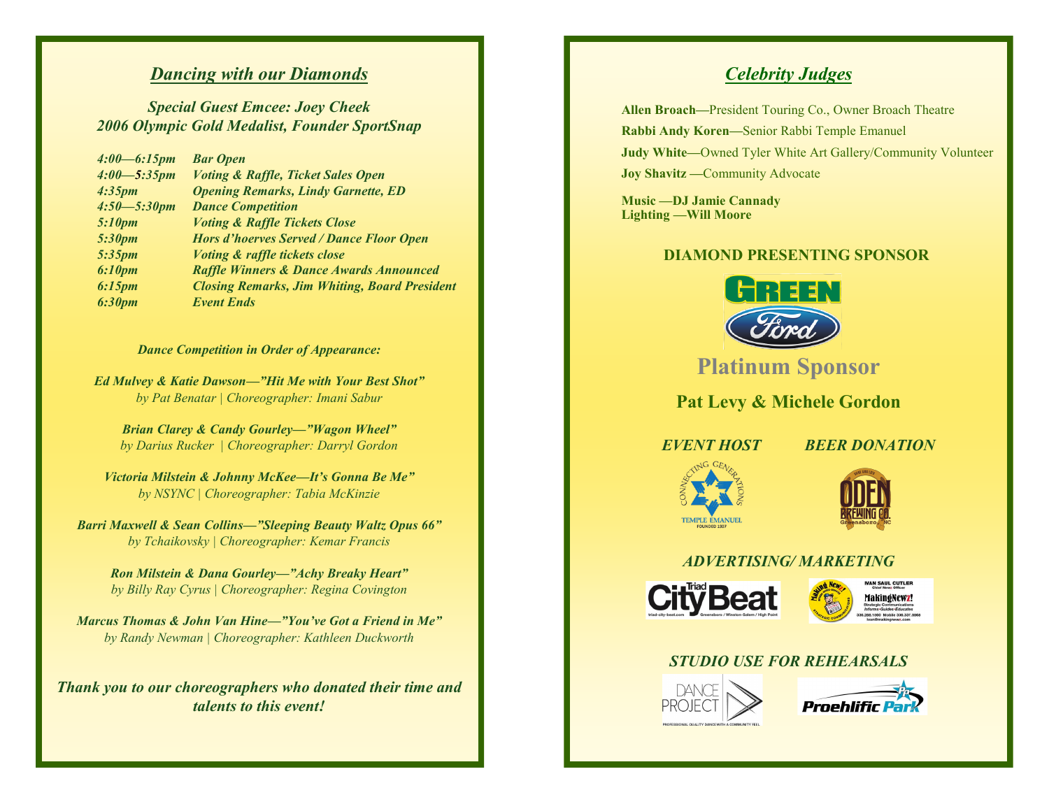## *Dancing with our Diamonds*

***Special Guest Emcee: Joey Cheek***
***2006 Olympic Gold Medalist, Founder SportSnap***

| | |
|---|---|
| *4:00—6:15pm* | ***Bar Open*** |
| *4:00—5:35pm* | ***Voting & Raffle, Ticket Sales Open*** |
| *4:35pm* | ***Opening Remarks, Lindy Garnette, ED*** |
| *4:50—5:30pm* | ***Dance Competition*** |
| *5:10pm* | ***Voting & Raffle Tickets Close*** |
| *5:30pm* | ***Hors d'hoerves Served / Dance Floor Open*** |
| *5:35pm* | ***Voting & raffle tickets close*** |
| *6:10pm* | ***Raffle Winners & Dance Awards Announced*** |
| *6:15pm* | ***Closing Remarks, Jim Whiting, Board President*** |
| *6:30pm* | ***Event Ends*** |

***Dance Competition in Order of Appearance:***

***Ed Mulvey & Katie Dawson—"Hit Me with Your Best Shot"***
*by Pat Benatar | Choreographer: Imani Sabur*

***Brian Clarey & Candy Gourley—"Wagon Wheel"***
*by Darius Rucker | Choreographer: Darryl Gordon*

***Victoria Milstein & Johnny McKee—It's Gonna Be Me"***
*by NSYNC | Choreographer: Tabia McKinzie*

***Barri Maxwell & Sean Collins—"Sleeping Beauty Waltz Opus 66"***
*by Tchaikovsky | Choreographer: Kemar Francis*

***Ron Milstein & Dana Gourley—"Achy Breaky Heart"***
*by Billy Ray Cyrus | Choreographer: Regina Covington*

***Marcus Thomas & John Van Hine—"You've Got a Friend in Me"***
*by Randy Newman | Choreographer: Kathleen Duckworth*

***Thank you to our choreographers who donated their time and talents to this event!***

## *Celebrity Judges*

**Allen Broach—**President Touring Co., Owner Broach Theatre
**Rabbi Andy Koren—**Senior Rabbi Temple Emanuel
**Judy White—**Owned Tyler White Art Gallery/Community Volunteer
**Joy Shavitz —**Community Advocate

**Music —DJ Jamie Cannady**
**Lighting —Will Moore**

### DIAMOND PRESENTING SPONSOR

GREEN Ford

### Platinum Sponsor

**Pat Levy & Michele Gordon**

***EVENT HOST***

CONNECTING GENERATIONS
TEMPLE EMANUEL
FOUNDED 1907

***BEER DONATION***

ODEN BREWING CO.
Greensboro, NC

***ADVERTISING/ MARKETING***

Triad City Beat
triad-city-beat.com Greensboro / Winston-Salem / High Point

IVAN SAUL CUTLER
Chief News Officer
MakingNewz!
Strategic Communications
Informs•Guides•Educates
336.288.1990 Mobile 336.337.9868
ivan@makingnewz.com

***STUDIO USE FOR REHEARSALS***

DANCE PROJECT
PROFESSIONAL QUALITY DANCE WITH A COMMUNITY FEEL

Proehlific Park